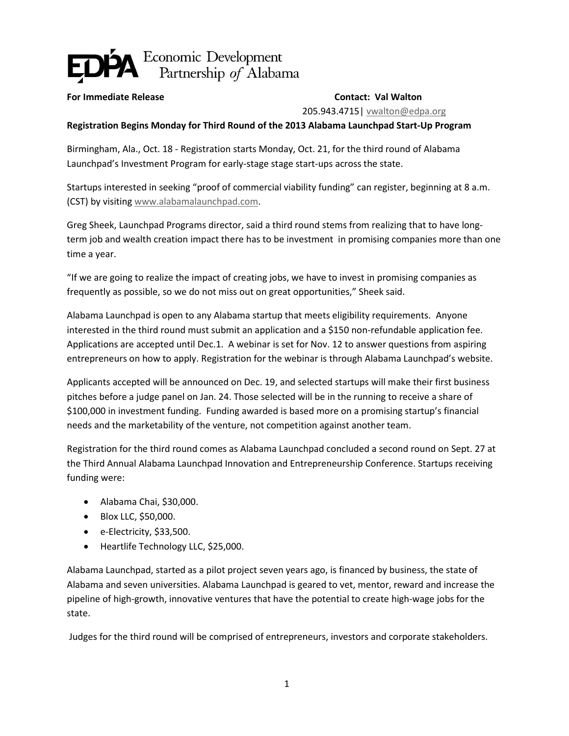**EDPA** Economic Development Partnership *of* Alabama

**For Immediate Release** **Contact: Val Walton**

205.943.4715| vwalton@edpa.org

**Registration Begins Monday for Third Round of the 2013 Alabama Launchpad Start-Up Program**

Birmingham, Ala., Oct. 18 - Registration starts Monday, Oct. 21, for the third round of Alabama Launchpad's Investment Program for early-stage stage start-ups across the state.

Startups interested in seeking "proof of commercial viability funding" can register, beginning at 8 a.m. (CST) by visiting www.alabamalaunchpad.com.

Greg Sheek, Launchpad Programs director, said a third round stems from realizing that to have long-term job and wealth creation impact there has to be investment in promising companies more than one time a year.

"If we are going to realize the impact of creating jobs, we have to invest in promising companies as frequently as possible, so we do not miss out on great opportunities," Sheek said.

Alabama Launchpad is open to any Alabama startup that meets eligibility requirements. Anyone interested in the third round must submit an application and a $150 non-refundable application fee. Applications are accepted until Dec.1. A webinar is set for Nov. 12 to answer questions from aspiring entrepreneurs on how to apply. Registration for the webinar is through Alabama Launchpad's website.

Applicants accepted will be announced on Dec. 19, and selected startups will make their first business pitches before a judge panel on Jan. 24. Those selected will be in the running to receive a share of $100,000 in investment funding. Funding awarded is based more on a promising startup's financial needs and the marketability of the venture, not competition against another team.

Registration for the third round comes as Alabama Launchpad concluded a second round on Sept. 27 at the Third Annual Alabama Launchpad Innovation and Entrepreneurship Conference. Startups receiving funding were:

- Alabama Chai, $30,000.
- Blox LLC, $50,000.
- e-Electricity, $33,500.
- Heartlife Technology LLC, $25,000.

Alabama Launchpad, started as a pilot project seven years ago, is financed by business, the state of Alabama and seven universities. Alabama Launchpad is geared to vet, mentor, reward and increase the pipeline of high-growth, innovative ventures that have the potential to create high-wage jobs for the state.

Judges for the third round will be comprised of entrepreneurs, investors and corporate stakeholders.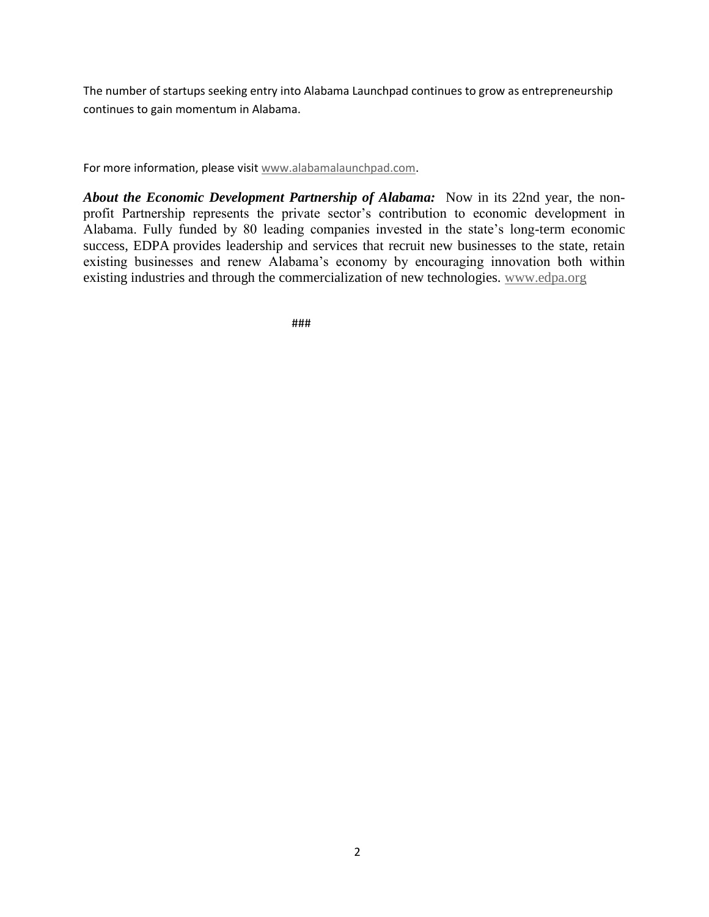The number of startups seeking entry into Alabama Launchpad continues to grow as entrepreneurship continues to gain momentum in Alabama.

For more information, please visit www.alabamalaunchpad.com.

***About the Economic Development Partnership of Alabama:*** Now in its 22nd year, the non-profit Partnership represents the private sector's contribution to economic development in Alabama. Fully funded by 80 leading companies invested in the state's long-term economic success, EDPA provides leadership and services that recruit new businesses to the state, retain existing businesses and renew Alabama's economy by encouraging innovation both within existing industries and through the commercialization of new technologies. www.edpa.org

###